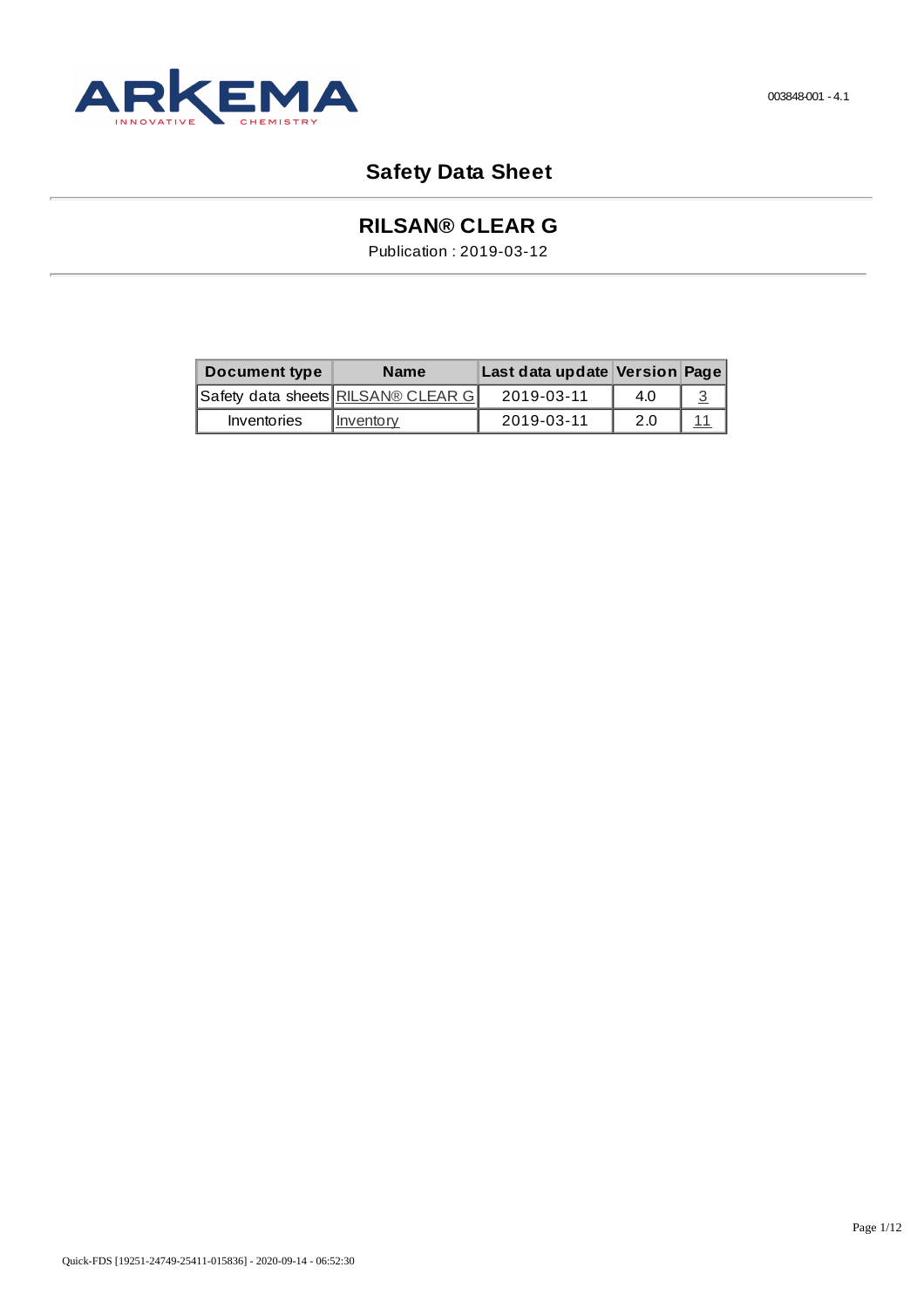ARKEMA
INNOVATIVE CHEMISTRY

003848-001 - 4.1

# Safety Data Sheet

## RILSAN® CLEAR G

Publication : 2019-03-12

| Document type | Name | Last data update | Version | Page |
|---|---|---|---|---|
| Safety data sheets | RILSAN® CLEAR G | 2019-03-11 | 4.0 | 3 |
| Inventories | Inventory | 2019-03-11 | 2.0 | 11 |

Quick-FDS [19251-24749-25411-015836] - 2020-09-14 - 06:52:30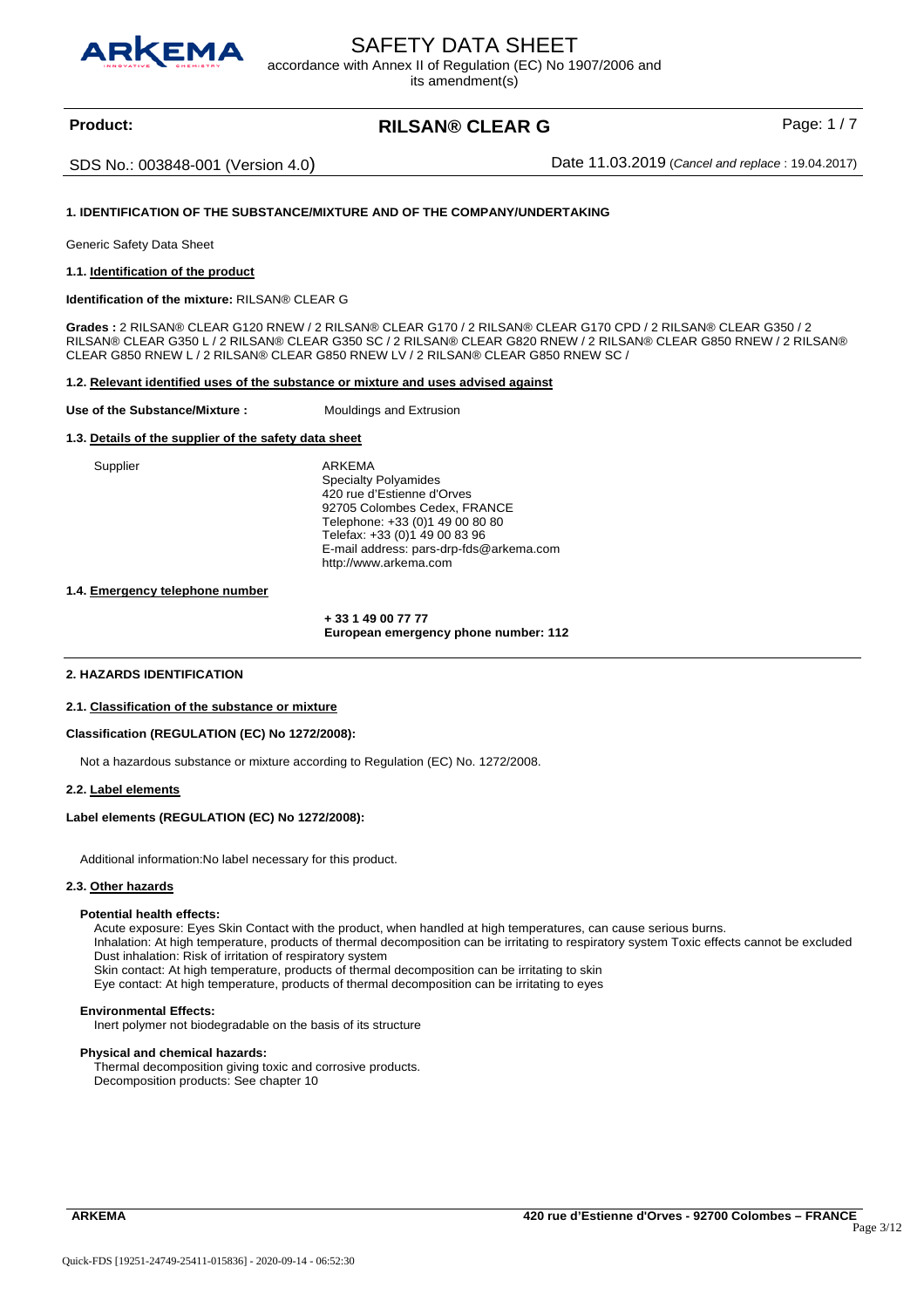# SAFETY DATA SHEET

accordance with Annex II of Regulation (EC) No 1907/2006 and its amendment(s)

**Product:** **RILSAN® CLEAR G**

SDS No.: 003848-001 (Version 4.0) Date 11.03.2019 (*Cancel and replace* : 19.04.2017)

## 1. IDENTIFICATION OF THE SUBSTANCE/MIXTURE AND OF THE COMPANY/UNDERTAKING

Generic Safety Data Sheet

### 1.1. Identification of the product

**Identification of the mixture:** RILSAN® CLEAR G

**Grades :** 2 RILSAN® CLEAR G120 RNEW / 2 RILSAN® CLEAR G170 / 2 RILSAN® CLEAR G170 CPD / 2 RILSAN® CLEAR G350 / 2 RILSAN® CLEAR G350 L / 2 RILSAN® CLEAR G350 SC / 2 RILSAN® CLEAR G820 RNEW / 2 RILSAN® CLEAR G850 RNEW / 2 RILSAN® CLEAR G850 RNEW L / 2 RILSAN® CLEAR G850 RNEW LV / 2 RILSAN® CLEAR G850 RNEW SC /

### 1.2. Relevant identified uses of the substance or mixture and uses advised against

**Use of the Substance/Mixture :** Mouldings and Extrusion

### 1.3. Details of the supplier of the safety data sheet

Supplier

ARKEMA
Specialty Polyamides
420 rue d'Estienne d'Orves
92705 Colombes Cedex, FRANCE
Telephone: +33 (0)1 49 00 80 80
Telefax: +33 (0)1 49 00 83 96
E-mail address: pars-drp-fds@arkema.com
http://www.arkema.com

### 1.4. Emergency telephone number

**+ 33 1 49 00 77 77**
**European emergency phone number: 112**

## 2. HAZARDS IDENTIFICATION

### 2.1. Classification of the substance or mixture

**Classification (REGULATION (EC) No 1272/2008):**

Not a hazardous substance or mixture according to Regulation (EC) No. 1272/2008.

### 2.2. Label elements

**Label elements (REGULATION (EC) No 1272/2008):**

Additional information:No label necessary for this product.

### 2.3. Other hazards

**Potential health effects:**

Acute exposure: Eyes Skin Contact with the product, when handled at high temperatures, can cause serious burns.
Inhalation: At high temperature, products of thermal decomposition can be irritating to respiratory system Toxic effects cannot be excluded
Dust inhalation: Risk of irritation of respiratory system
Skin contact: At high temperature, products of thermal decomposition can be irritating to skin
Eye contact: At high temperature, products of thermal decomposition can be irritating to eyes

**Environmental Effects:**

Inert polymer not biodegradable on the basis of its structure

**Physical and chemical hazards:**

Thermal decomposition giving toxic and corrosive products.
Decomposition products: See chapter 10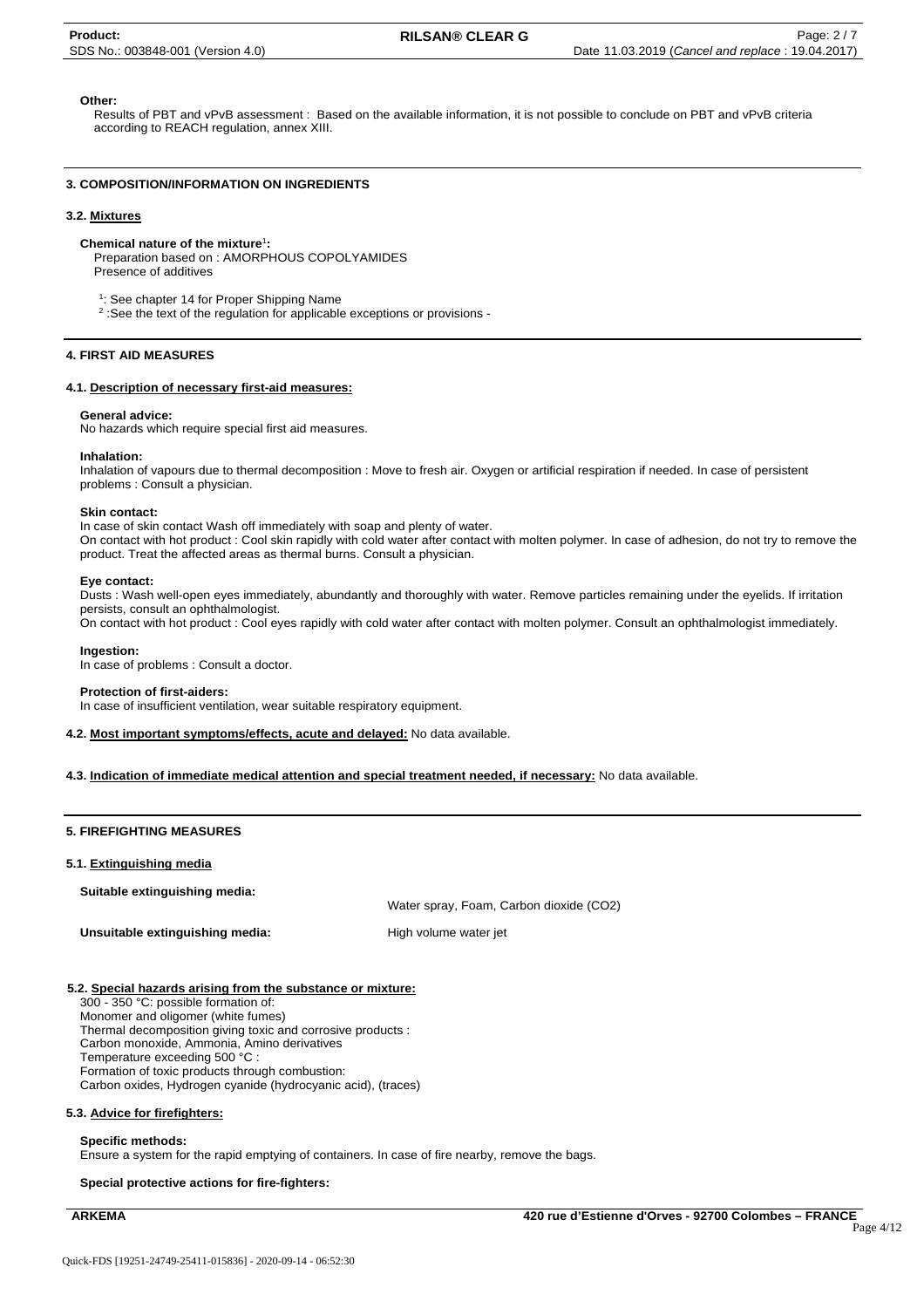**Other:**

Results of PBT and vPvB assessment : Based on the available information, it is not possible to conclude on PBT and vPvB criteria according to REACH regulation, annex XIII.

## 3. COMPOSITION/INFORMATION ON INGREDIENTS

### 3.2. Mixtures

**Chemical nature of the mixture**[1]**:**

Preparation based on : AMORPHOUS COPOLYAMIDES
Presence of additives

[1]: See chapter 14 for Proper Shipping Name
[2] :See the text of the regulation for applicable exceptions or provisions -

## 4. FIRST AID MEASURES

### 4.1. Description of necessary first-aid measures:

**General advice:**
No hazards which require special first aid measures.

**Inhalation:**
Inhalation of vapours due to thermal decomposition : Move to fresh air. Oxygen or artificial respiration if needed. In case of persistent problems : Consult a physician.

**Skin contact:**
In case of skin contact Wash off immediately with soap and plenty of water.
On contact with hot product : Cool skin rapidly with cold water after contact with molten polymer. In case of adhesion, do not try to remove the product. Treat the affected areas as thermal burns. Consult a physician.

**Eye contact:**
Dusts : Wash well-open eyes immediately, abundantly and thoroughly with water. Remove particles remaining under the eyelids. If irritation persists, consult an ophthalmologist.
On contact with hot product : Cool eyes rapidly with cold water after contact with molten polymer. Consult an ophthalmologist immediately.

**Ingestion:**
In case of problems : Consult a doctor.

**Protection of first-aiders:**
In case of insufficient ventilation, wear suitable respiratory equipment.

### 4.2. Most important symptoms/effects, acute and delayed: No data available.

### 4.3. Indication of immediate medical attention and special treatment needed, if necessary: No data available.

## 5. FIREFIGHTING MEASURES

### 5.1. Extinguishing media

**Suitable extinguishing media:** Water spray, Foam, Carbon dioxide ($CO_2$)

**Unsuitable extinguishing media:** High volume water jet

### 5.2. Special hazards arising from the substance or mixture:

300 - 350 °C: possible formation of:
Monomer and oligomer (white fumes)
Thermal decomposition giving toxic and corrosive products :
Carbon monoxide, Ammonia, Amino derivatives
Temperature exceeding 500 °C :
Formation of toxic products through combustion:
Carbon oxides, Hydrogen cyanide (hydrocyanic acid), (traces)

### 5.3. Advice for firefighters:

**Specific methods:**
Ensure a system for the rapid emptying of containers. In case of fire nearby, remove the bags.

**Special protective actions for fire-fighters:**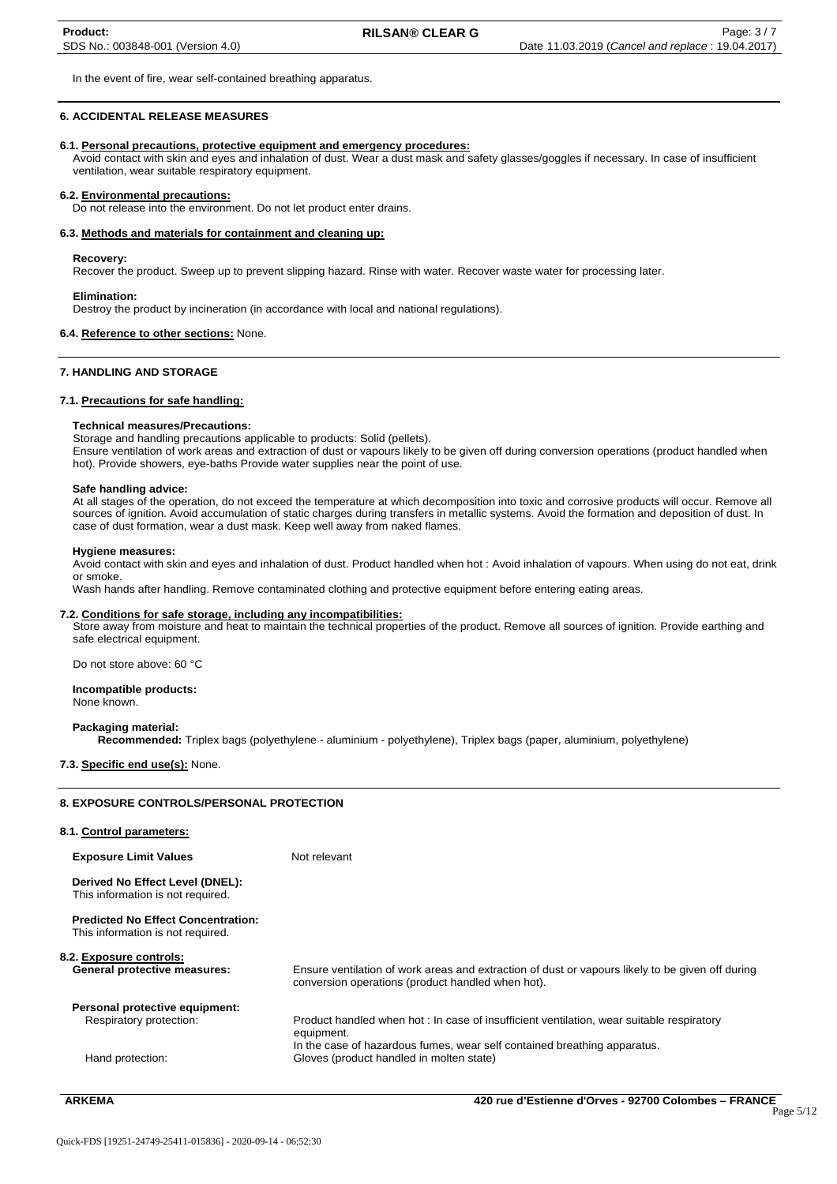In the event of fire, wear self-contained breathing apparatus.

## 6. ACCIDENTAL RELEASE MEASURES

### 6.1. Personal precautions, protective equipment and emergency procedures:

Avoid contact with skin and eyes and inhalation of dust. Wear a dust mask and safety glasses/goggles if necessary. In case of insufficient ventilation, wear suitable respiratory equipment.

### 6.2. Environmental precautions:

Do not release into the environment. Do not let product enter drains.

### 6.3. Methods and materials for containment and cleaning up:

**Recovery:**
Recover the product. Sweep up to prevent slipping hazard. Rinse with water. Recover waste water for processing later.

**Elimination:**
Destroy the product by incineration (in accordance with local and national regulations).

### 6.4. Reference to other sections: None.

## 7. HANDLING AND STORAGE

### 7.1. Precautions for safe handling:

**Technical measures/Precautions:**
Storage and handling precautions applicable to products: Solid (pellets).
Ensure ventilation of work areas and extraction of dust or vapours likely to be given off during conversion operations (product handled when hot). Provide showers, eye-baths Provide water supplies near the point of use.

**Safe handling advice:**
At all stages of the operation, do not exceed the temperature at which decomposition into toxic and corrosive products will occur. Remove all sources of ignition. Avoid accumulation of static charges during transfers in metallic systems. Avoid the formation and deposition of dust. In case of dust formation, wear a dust mask. Keep well away from naked flames.

**Hygiene measures:**
Avoid contact with skin and eyes and inhalation of dust. Product handled when hot : Avoid inhalation of vapours. When using do not eat, drink or smoke.
Wash hands after handling. Remove contaminated clothing and protective equipment before entering eating areas.

### 7.2. Conditions for safe storage, including any incompatibilities:

Store away from moisture and heat to maintain the technical properties of the product. Remove all sources of ignition. Provide earthing and safe electrical equipment.

Do not store above: 60 °C

**Incompatible products:**
None known.

**Packaging material:**
**Recommended:** Triplex bags (polyethylene - aluminium - polyethylene), Triplex bags (paper, aluminium, polyethylene)

### 7.3. Specific end use(s): None.

## 8. EXPOSURE CONTROLS/PERSONAL PROTECTION

### 8.1. Control parameters:

**Exposure Limit Values** Not relevant

**Derived No Effect Level (DNEL):**
This information is not required.

**Predicted No Effect Concentration:**
This information is not required.

### 8.2. Exposure controls:

**General protective measures:** Ensure ventilation of work areas and extraction of dust or vapours likely to be given off during conversion operations (product handled when hot).

**Personal protective equipment:**

Respiratory protection: Product handled when hot : In case of insufficient ventilation, wear suitable respiratory equipment.
In the case of hazardous fumes, wear self contained breathing apparatus.

Hand protection: Gloves (product handled in molten state)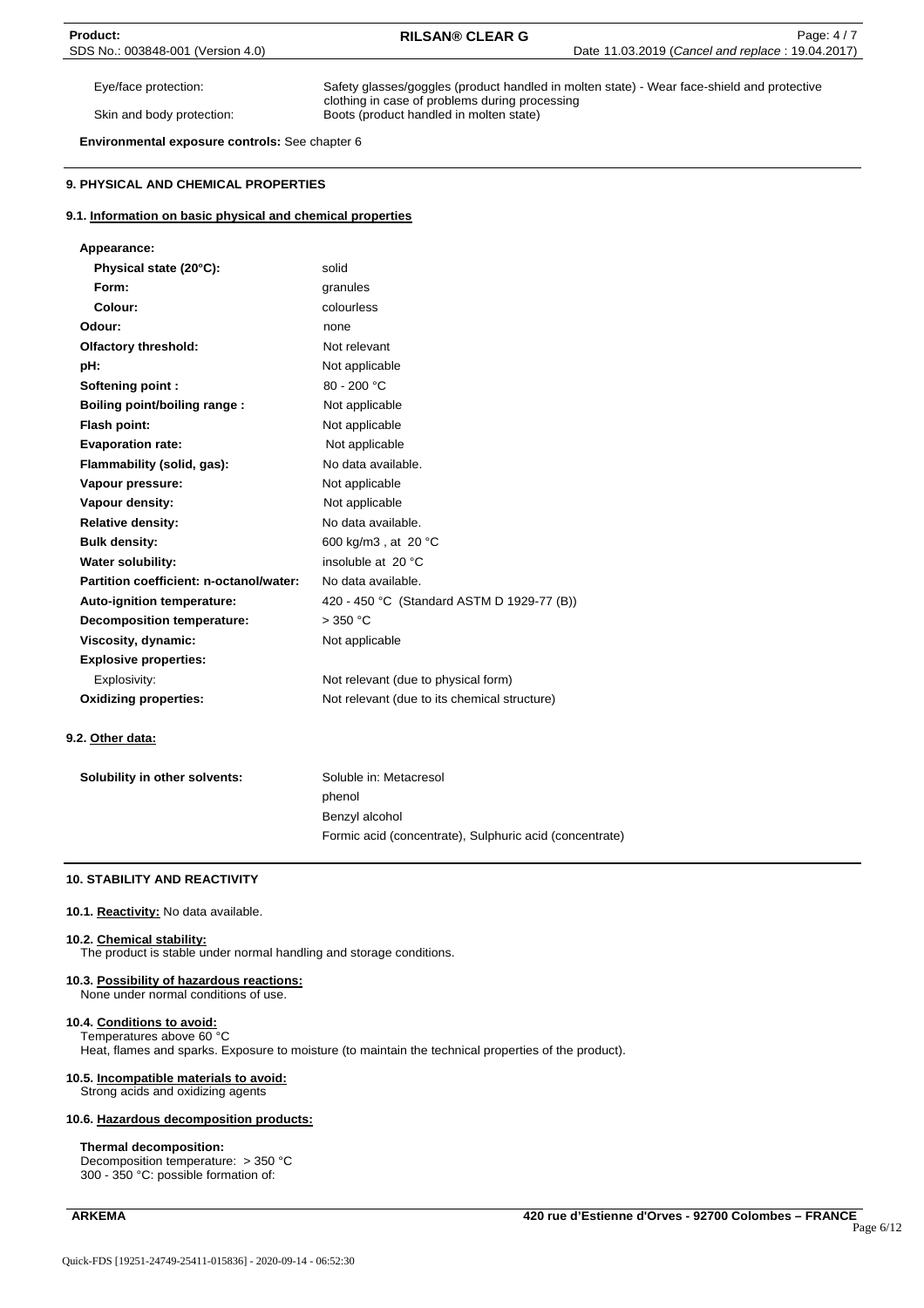| | |
|---|---|
| Eye/face protection: | Safety glasses/goggles (product handled in molten state) - Wear face-shield and protective clothing in case of problems during processing |
| Skin and body protection: | Boots (product handled in molten state) |

**Environmental exposure controls:** See chapter 6

## 9. PHYSICAL AND CHEMICAL PROPERTIES

### 9.1. Information on basic physical and chemical properties

| | |
|---|---|
| **Appearance:** | |
| **Physical state (20°C):** | solid |
| **Form:** | granules |
| **Colour:** | colourless |
| **Odour:** | none |
| **Olfactory threshold:** | Not relevant |
| **pH:** | Not applicable |
| **Softening point :** | 80 - 200 °C |
| **Boiling point/boiling range :** | Not applicable |
| **Flash point:** | Not applicable |
| **Evaporation rate:** | Not applicable |
| **Flammability (solid, gas):** | No data available. |
| **Vapour pressure:** | Not applicable |
| **Vapour density:** | Not applicable |
| **Relative density:** | No data available. |
| **Bulk density:** | 600 kg/m3 , at 20 °C |
| **Water solubility:** | insoluble at 20 °C |
| **Partition coefficient: n-octanol/water:** | No data available. |
| **Auto-ignition temperature:** | 420 - 450 °C (Standard ASTM D 1929-77 (B)) |
| **Decomposition temperature:** | > 350 °C |
| **Viscosity, dynamic:** | Not applicable |
| **Explosive properties:** | |
| Explosivity: | Not relevant (due to physical form) |
| **Oxidizing properties:** | Not relevant (due to its chemical structure) |

### 9.2. Other data:

| | |
|---|---|
| **Solubility in other solvents:** | Soluble in: Metacresol |
| | phenol |
| | Benzyl alcohol |
| | Formic acid (concentrate), Sulphuric acid (concentrate) |

## 10. STABILITY AND REACTIVITY

**10.1. Reactivity:** No data available.

**10.2. Chemical stability:**
The product is stable under normal handling and storage conditions.

**10.3. Possibility of hazardous reactions:**
None under normal conditions of use.

**10.4. Conditions to avoid:**
Temperatures above 60 °C
Heat, flames and sparks. Exposure to moisture (to maintain the technical properties of the product).

**10.5. Incompatible materials to avoid:**
Strong acids and oxidizing agents

**10.6. Hazardous decomposition products:**

**Thermal decomposition:**
Decomposition temperature: > 350 °C
300 - 350 °C: possible formation of: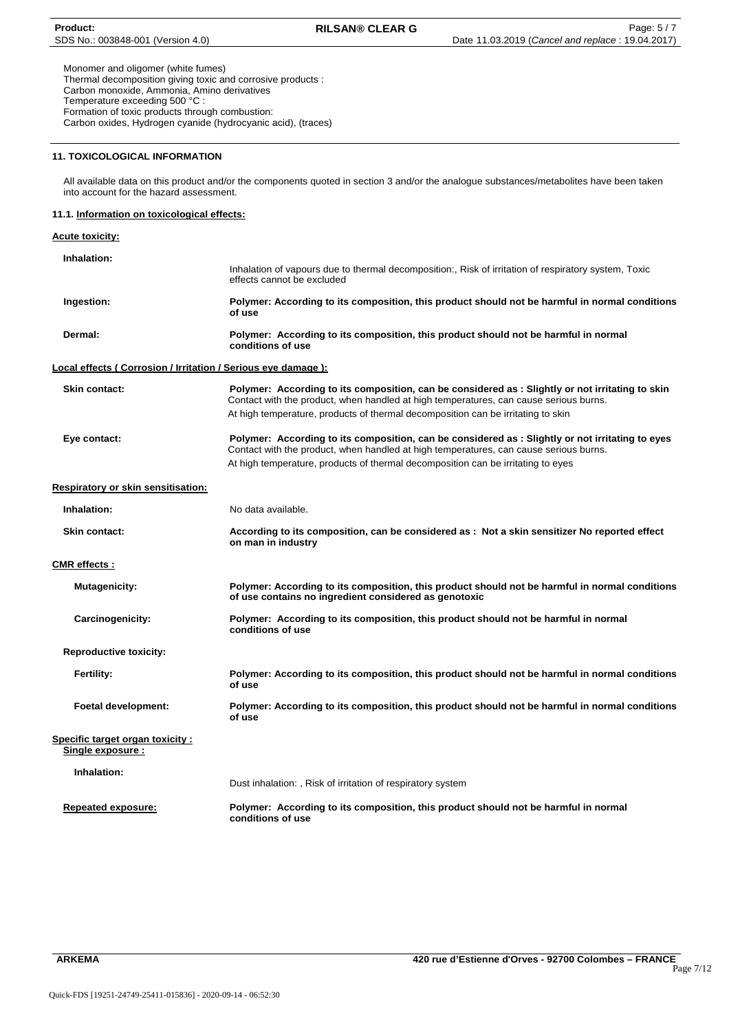Monomer and oligomer (white fumes)
Thermal decomposition giving toxic and corrosive products :
Carbon monoxide, Ammonia, Amino derivatives
Temperature exceeding 500 °C :
Formation of toxic products through combustion:
Carbon oxides, Hydrogen cyanide (hydrocyanic acid), (traces)

## 11. TOXICOLOGICAL INFORMATION

All available data on this product and/or the components quoted in section 3 and/or the analogue substances/metabolites have been taken into account for the hazard assessment.

### 11.1. Information on toxicological effects:

**Acute toxicity:**

**Inhalation:** Inhalation of vapours due to thermal decomposition:, Risk of irritation of respiratory system, Toxic effects cannot be excluded

**Ingestion:** **Polymer: According to its composition, this product should not be harmful in normal conditions of use**

**Dermal:** **Polymer: According to its composition, this product should not be harmful in normal conditions of use**

**Local effects ( Corrosion / Irritation / Serious eye damage ):**

**Skin contact:** **Polymer: According to its composition, can be considered as : Slightly or not irritating to skin**
Contact with the product, when handled at high temperatures, can cause serious burns.
At high temperature, products of thermal decomposition can be irritating to skin

**Eye contact:** **Polymer: According to its composition, can be considered as : Slightly or not irritating to eyes**
Contact with the product, when handled at high temperatures, can cause serious burns.
At high temperature, products of thermal decomposition can be irritating to eyes

**Respiratory or skin sensitisation:**

**Inhalation:** No data available.

**Skin contact:** **According to its composition, can be considered as : Not a skin sensitizer No reported effect on man in industry**

**CMR effects :**

**Mutagenicity:** **Polymer: According to its composition, this product should not be harmful in normal conditions of use contains no ingredient considered as genotoxic**

**Carcinogenicity:** **Polymer: According to its composition, this product should not be harmful in normal conditions of use**

**Reproductive toxicity:**

**Fertility:** **Polymer: According to its composition, this product should not be harmful in normal conditions of use**

**Foetal development:** **Polymer: According to its composition, this product should not be harmful in normal conditions of use**

**Specific target organ toxicity :**
**Single exposure :**

**Inhalation:** Dust inhalation: , Risk of irritation of respiratory system

**Repeated exposure:** **Polymer: According to its composition, this product should not be harmful in normal conditions of use**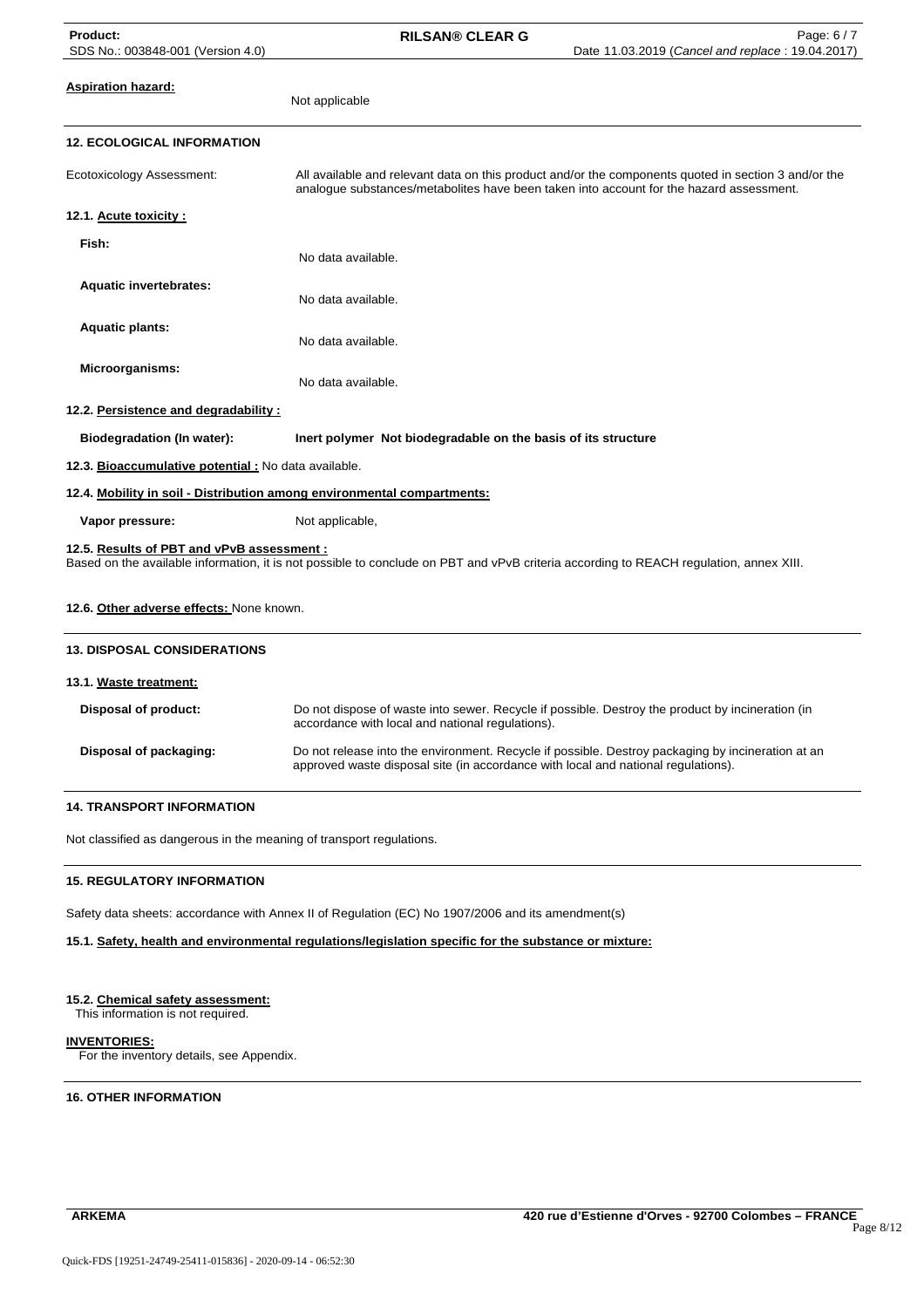**Aspiration hazard:** Not applicable

## 12. ECOLOGICAL INFORMATION

Ecotoxicology Assessment: All available and relevant data on this product and/or the components quoted in section 3 and/or the analogue substances/metabolites have been taken into account for the hazard assessment.

### 12.1. Acute toxicity :

**Fish:** No data available.

**Aquatic invertebrates:** No data available.

**Aquatic plants:** No data available.

**Microorganisms:** No data available.

### 12.2. Persistence and degradability :

**Biodegradation (In water):** **Inert polymer Not biodegradable on the basis of its structure**

### 12.3. Bioaccumulative potential : No data available.

### 12.4. Mobility in soil - Distribution among environmental compartments:

**Vapor pressure:** Not applicable,

### 12.5. Results of PBT and vPvB assessment :

Based on the available information, it is not possible to conclude on PBT and vPvB criteria according to REACH regulation, annex XIII.

### 12.6. Other adverse effects: None known.

## 13. DISPOSAL CONSIDERATIONS

### 13.1. Waste treatment:

**Disposal of product:** Do not dispose of waste into sewer. Recycle if possible. Destroy the product by incineration (in accordance with local and national regulations).

**Disposal of packaging:** Do not release into the environment. Recycle if possible. Destroy packaging by incineration at an approved waste disposal site (in accordance with local and national regulations).

## 14. TRANSPORT INFORMATION

Not classified as dangerous in the meaning of transport regulations.

## 15. REGULATORY INFORMATION

Safety data sheets: accordance with Annex II of Regulation (EC) No 1907/2006 and its amendment(s)

### 15.1. Safety, health and environmental regulations/legislation specific for the substance or mixture:

### 15.2. Chemical safety assessment:

This information is not required.

**INVENTORIES:**

For the inventory details, see Appendix.

## 16. OTHER INFORMATION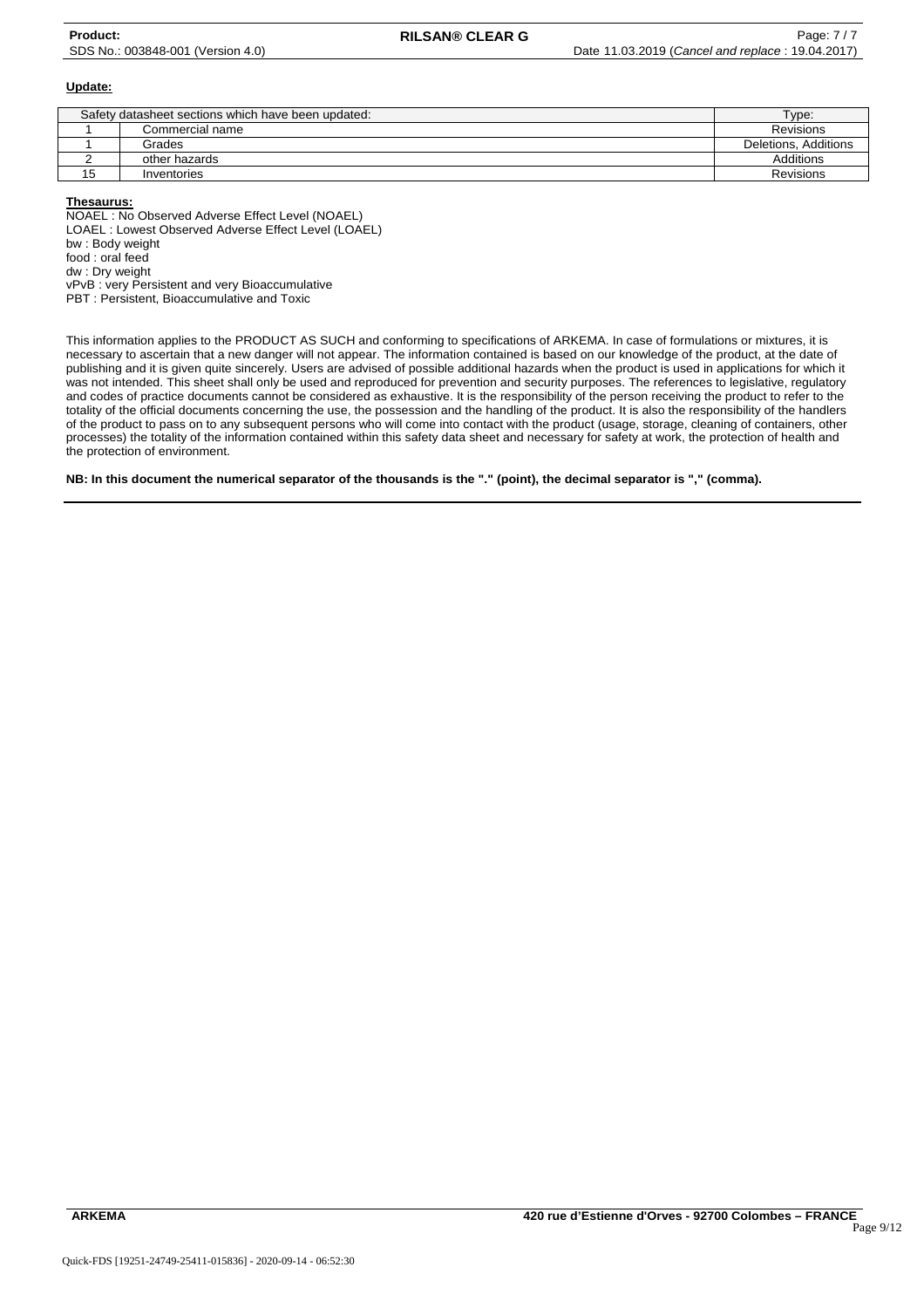**Update:**

| Safety datasheet sections which have been updated: | | Type: |
|---|---|---|
| 1 | Commercial name | Revisions |
| 1 | Grades | Deletions, Additions |
| 2 | other hazards | Additions |
| 15 | Inventories | Revisions |

**Thesaurus:**

NOAEL : No Observed Adverse Effect Level (NOAEL)
LOAEL : Lowest Observed Adverse Effect Level (LOAEL)
bw : Body weight
food : oral feed
dw : Dry weight
vPvB : very Persistent and very Bioaccumulative
PBT : Persistent, Bioaccumulative and Toxic

This information applies to the PRODUCT AS SUCH and conforming to specifications of ARKEMA. In case of formulations or mixtures, it is necessary to ascertain that a new danger will not appear. The information contained is based on our knowledge of the product, at the date of publishing and it is given quite sincerely. Users are advised of possible additional hazards when the product is used in applications for which it was not intended. This sheet shall only be used and reproduced for prevention and security purposes. The references to legislative, regulatory and codes of practice documents cannot be considered as exhaustive. It is the responsibility of the person receiving the product to refer to the totality of the official documents concerning the use, the possession and the handling of the product. It is also the responsibility of the handlers of the product to pass on to any subsequent persons who will come into contact with the product (usage, storage, cleaning of containers, other processes) the totality of the information contained within this safety data sheet and necessary for safety at work, the protection of health and the protection of environment.

**NB: In this document the numerical separator of the thousands is the "." (point), the decimal separator is "," (comma).**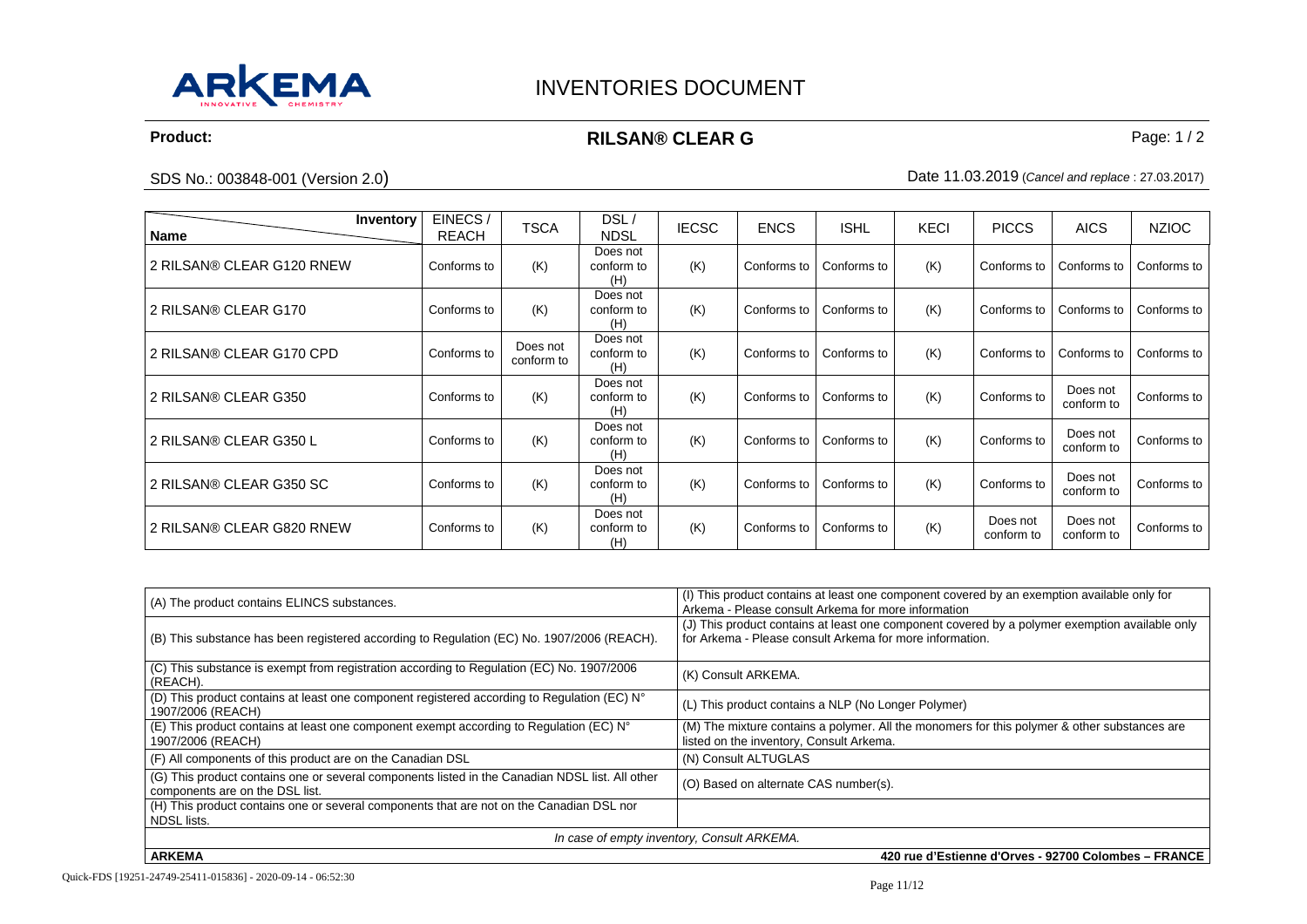# INVENTORIES DOCUMENT

**Product:** **RILSAN® CLEAR G**

SDS No.: 003848-001 (Version 2.0)

Date 11.03.2019 (*Cancel and replace* : 27.03.2017)

| Inventory / Name | EINECS / REACH | TSCA | DSL / NDSL | IECSC | ENCS | ISHL | KECI | PICCS | AICS | NZIOC |
|---|---|---|---|---|---|---|---|---|---|---|
| 2 RILSAN® CLEAR G120 RNEW | Conforms to | (K) | Does not conform to (H) | (K) | Conforms to | Conforms to | (K) | Conforms to | Conforms to | Conforms to |
| 2 RILSAN® CLEAR G170 | Conforms to | (K) | Does not conform to (H) | (K) | Conforms to | Conforms to | (K) | Conforms to | Conforms to | Conforms to |
| 2 RILSAN® CLEAR G170 CPD | Conforms to | Does not conform to | Does not conform to (H) | (K) | Conforms to | Conforms to | (K) | Conforms to | Conforms to | Conforms to |
| 2 RILSAN® CLEAR G350 | Conforms to | (K) | Does not conform to (H) | (K) | Conforms to | Conforms to | (K) | Conforms to | Does not conform to | Conforms to |
| 2 RILSAN® CLEAR G350 L | Conforms to | (K) | Does not conform to (H) | (K) | Conforms to | Conforms to | (K) | Conforms to | Does not conform to | Conforms to |
| 2 RILSAN® CLEAR G350 SC | Conforms to | (K) | Does not conform to (H) | (K) | Conforms to | Conforms to | (K) | Conforms to | Does not conform to | Conforms to |
| 2 RILSAN® CLEAR G820 RNEW | Conforms to | (K) | Does not conform to (H) | (K) | Conforms to | Conforms to | (K) | Does not conform to | Does not conform to | Conforms to |

| | |
|---|---|
| (A) The product contains ELINCS substances. | (I) This product contains at least one component covered by an exemption available only for Arkema - Please consult Arkema for more information |
| (B) This substance has been registered according to Regulation (EC) No. 1907/2006 (REACH). | (J) This product contains at least one component covered by a polymer exemption available only for Arkema - Please consult Arkema for more information. |
| (C) This substance is exempt from registration according to Regulation (EC) No. 1907/2006 (REACH). | (K) Consult ARKEMA. |
| (D) This product contains at least one component registered according to Regulation (EC) N° 1907/2006 (REACH) | (L) This product contains a NLP (No Longer Polymer) |
| (E) This product contains at least one component exempt according to Regulation (EC) N° 1907/2006 (REACH) | (M) The mixture contains a polymer. All the monomers for this polymer & other substances are listed on the inventory, Consult Arkema. |
| (F) All components of this product are on the Canadian DSL | (N) Consult ALTUGLAS |
| (G) This product contains one or several components listed in the Canadian NDSL list. All other components are on the DSL list. | (O) Based on alternate CAS number(s). |
| (H) This product contains one or several components that are not on the Canadian DSL nor NDSL lists. | |

*In case of empty inventory, Consult ARKEMA.*

**ARKEMA** **420 rue d'Estienne d'Orves - 92700 Colombes – FRANCE**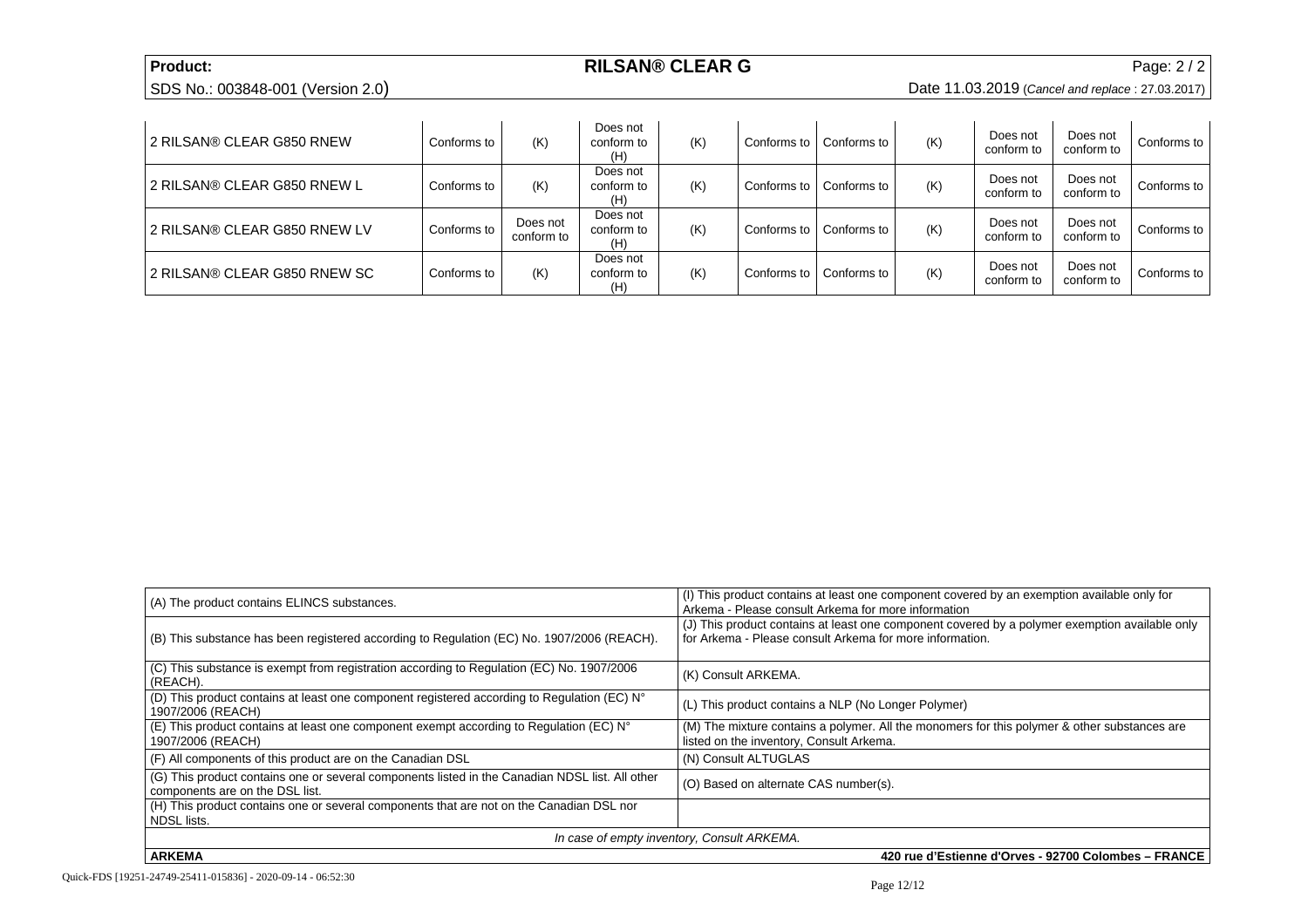| | | | | | | | | | | |
|---|---|---|---|---|---|---|---|---|---|---|
| 2 RILSAN® CLEAR G850 RNEW | Conforms to | (K) | Does not conform to (H) | (K) | Conforms to | Conforms to | (K) | Does not conform to | Does not conform to | Conforms to |
| 2 RILSAN® CLEAR G850 RNEW L | Conforms to | (K) | Does not conform to (H) | (K) | Conforms to | Conforms to | (K) | Does not conform to | Does not conform to | Conforms to |
| 2 RILSAN® CLEAR G850 RNEW LV | Conforms to | Does not conform to | Does not conform to (H) | (K) | Conforms to | Conforms to | (K) | Does not conform to | Does not conform to | Conforms to |
| 2 RILSAN® CLEAR G850 RNEW SC | Conforms to | (K) | Does not conform to (H) | (K) | Conforms to | Conforms to | (K) | Does not conform to | Does not conform to | Conforms to |

| | |
|---|---|
| (A) The product contains ELINCS substances. | (I) This product contains at least one component covered by an exemption available only for Arkema - Please consult Arkema for more information |
| (B) This substance has been registered according to Regulation (EC) No. 1907/2006 (REACH). | (J) This product contains at least one component covered by a polymer exemption available only for Arkema - Please consult Arkema for more information. |
| (C) This substance is exempt from registration according to Regulation (EC) No. 1907/2006 (REACH). | (K) Consult ARKEMA. |
| (D) This product contains at least one component registered according to Regulation (EC) N° 1907/2006 (REACH) | (L) This product contains a NLP (No Longer Polymer) |
| (E) This product contains at least one component exempt according to Regulation (EC) N° 1907/2006 (REACH) | (M) The mixture contains a polymer. All the monomers for this polymer & other substances are listed on the inventory, Consult Arkema. |
| (F) All components of this product are on the Canadian DSL | (N) Consult ALTUGLAS |
| (G) This product contains one or several components listed in the Canadian NDSL list. All other components are on the DSL list. | (O) Based on alternate CAS number(s). |
| (H) This product contains one or several components that are not on the Canadian DSL nor NDSL lists. | |

*In case of empty inventory, Consult ARKEMA.*

**ARKEMA** **420 rue d'Estienne d'Orves - 92700 Colombes – FRANCE**

Quick-FDS [19251-24749-25411-015836] - 2020-09-14 - 06:52:30